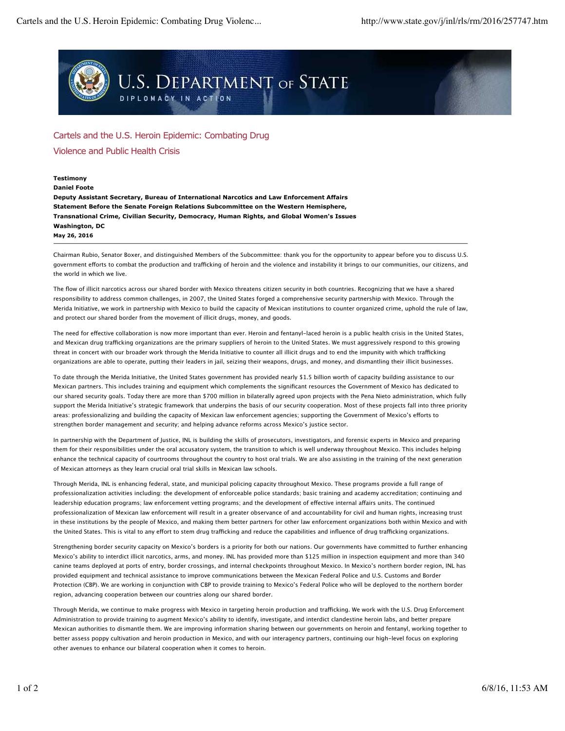# Cartels and the U.S. Heroin Epidemic: Combating Drug Violence and Public Health Crisis

**Testimony**
**Daniel Foote**
**Deputy Assistant Secretary, Bureau of International Narcotics and Law Enforcement Affairs**
**Statement Before the Senate Foreign Relations Subcommittee on the Western Hemisphere, Transnational Crime, Civilian Security, Democracy, Human Rights, and Global Women's Issues**
**Washington, DC**
**May 26, 2016**

---

Chairman Rubio, Senator Boxer, and distinguished Members of the Subcommittee: thank you for the opportunity to appear before you to discuss U.S. government efforts to combat the production and trafficking of heroin and the violence and instability it brings to our communities, our citizens, and the world in which we live.

The flow of illicit narcotics across our shared border with Mexico threatens citizen security in both countries. Recognizing that we have a shared responsibility to address common challenges, in 2007, the United States forged a comprehensive security partnership with Mexico. Through the Merida Initiative, we work in partnership with Mexico to build the capacity of Mexican institutions to counter organized crime, uphold the rule of law, and protect our shared border from the movement of illicit drugs, money, and goods.

The need for effective collaboration is now more important than ever. Heroin and fentanyl-laced heroin is a public health crisis in the United States, and Mexican drug trafficking organizations are the primary suppliers of heroin to the United States. We must aggressively respond to this growing threat in concert with our broader work through the Merida Initiative to counter all illicit drugs and to end the impunity with which trafficking organizations are able to operate, putting their leaders in jail, seizing their weapons, drugs, and money, and dismantling their illicit businesses.

To date through the Merida Initiative, the United States government has provided nearly $1.5 billion worth of capacity building assistance to our Mexican partners. This includes training and equipment which complements the significant resources the Government of Mexico has dedicated to our shared security goals. Today there are more than $700 million in bilaterally agreed upon projects with the Pena Nieto administration, which fully support the Merida Initiative's strategic framework that underpins the basis of our security cooperation. Most of these projects fall into three priority areas: professionalizing and building the capacity of Mexican law enforcement agencies; supporting the Government of Mexico's efforts to strengthen border management and security; and helping advance reforms across Mexico's justice sector.

In partnership with the Department of Justice, INL is building the skills of prosecutors, investigators, and forensic experts in Mexico and preparing them for their responsibilities under the oral accusatory system, the transition to which is well underway throughout Mexico. This includes helping enhance the technical capacity of courtrooms throughout the country to host oral trials. We are also assisting in the training of the next generation of Mexican attorneys as they learn crucial oral trial skills in Mexican law schools.

Through Merida, INL is enhancing federal, state, and municipal policing capacity throughout Mexico. These programs provide a full range of professionalization activities including: the development of enforceable police standards; basic training and academy accreditation; continuing and leadership education programs; law enforcement vetting programs; and the development of effective internal affairs units. The continued professionalization of Mexican law enforcement will result in a greater observance of and accountability for civil and human rights, increasing trust in these institutions by the people of Mexico, and making them better partners for other law enforcement organizations both within Mexico and with the United States. This is vital to any effort to stem drug trafficking and reduce the capabilities and influence of drug trafficking organizations.

Strengthening border security capacity on Mexico's borders is a priority for both our nations. Our governments have committed to further enhancing Mexico's ability to interdict illicit narcotics, arms, and money. INL has provided more than $125 million in inspection equipment and more than 340 canine teams deployed at ports of entry, border crossings, and internal checkpoints throughout Mexico. In Mexico's northern border region, INL has provided equipment and technical assistance to improve communications between the Mexican Federal Police and U.S. Customs and Border Protection (CBP). We are working in conjunction with CBP to provide training to Mexico's Federal Police who will be deployed to the northern border region, advancing cooperation between our countries along our shared border.

Through Merida, we continue to make progress with Mexico in targeting heroin production and trafficking. We work with the U.S. Drug Enforcement Administration to provide training to augment Mexico's ability to identify, investigate, and interdict clandestine heroin labs, and better prepare Mexican authorities to dismantle them. We are improving information sharing between our governments on heroin and fentanyl, working together to better assess poppy cultivation and heroin production in Mexico, and with our interagency partners, continuing our high-level focus on exploring other avenues to enhance our bilateral cooperation when it comes to heroin.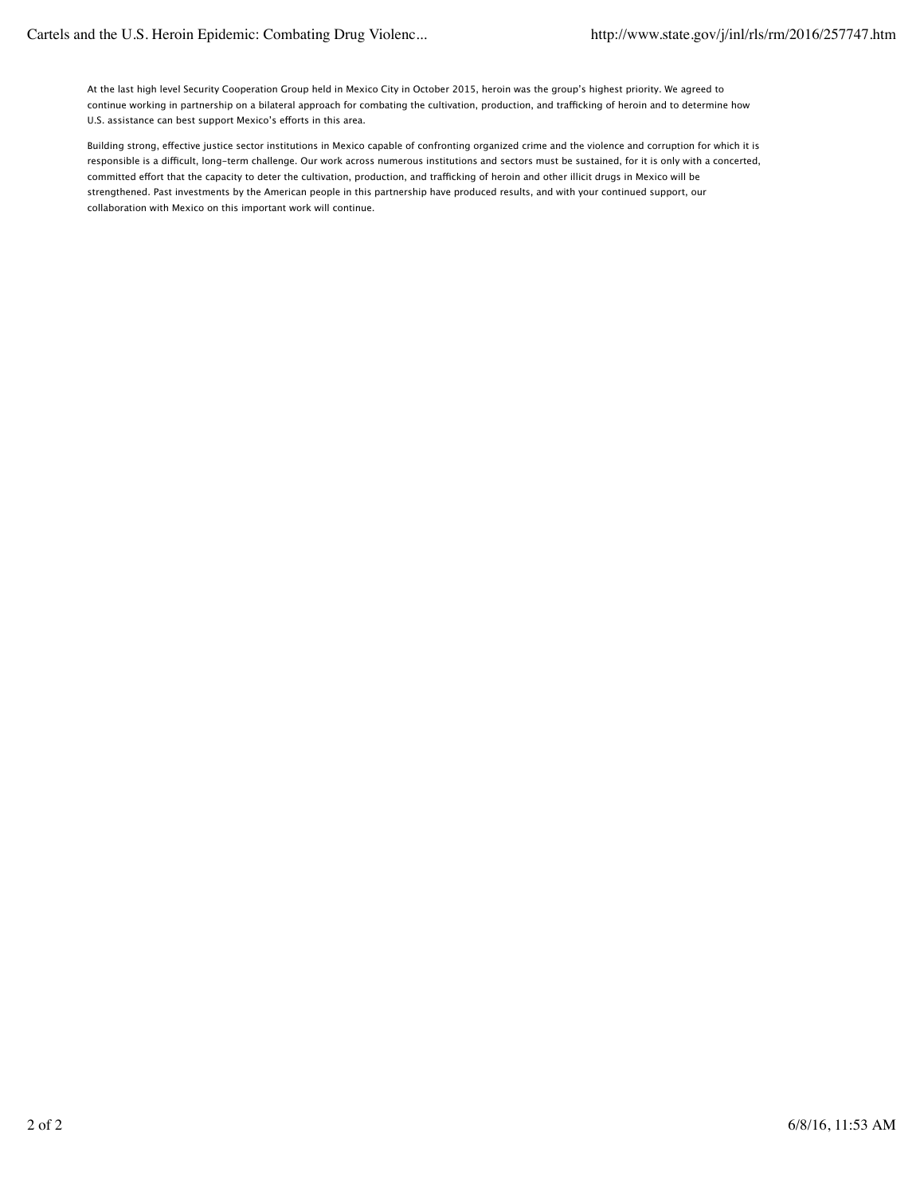At the last high level Security Cooperation Group held in Mexico City in October 2015, heroin was the group's highest priority. We agreed to continue working in partnership on a bilateral approach for combating the cultivation, production, and trafficking of heroin and to determine how U.S. assistance can best support Mexico's efforts in this area.

Building strong, effective justice sector institutions in Mexico capable of confronting organized crime and the violence and corruption for which it is responsible is a difficult, long-term challenge. Our work across numerous institutions and sectors must be sustained, for it is only with a concerted, committed effort that the capacity to deter the cultivation, production, and trafficking of heroin and other illicit drugs in Mexico will be strengthened. Past investments by the American people in this partnership have produced results, and with your continued support, our collaboration with Mexico on this important work will continue.